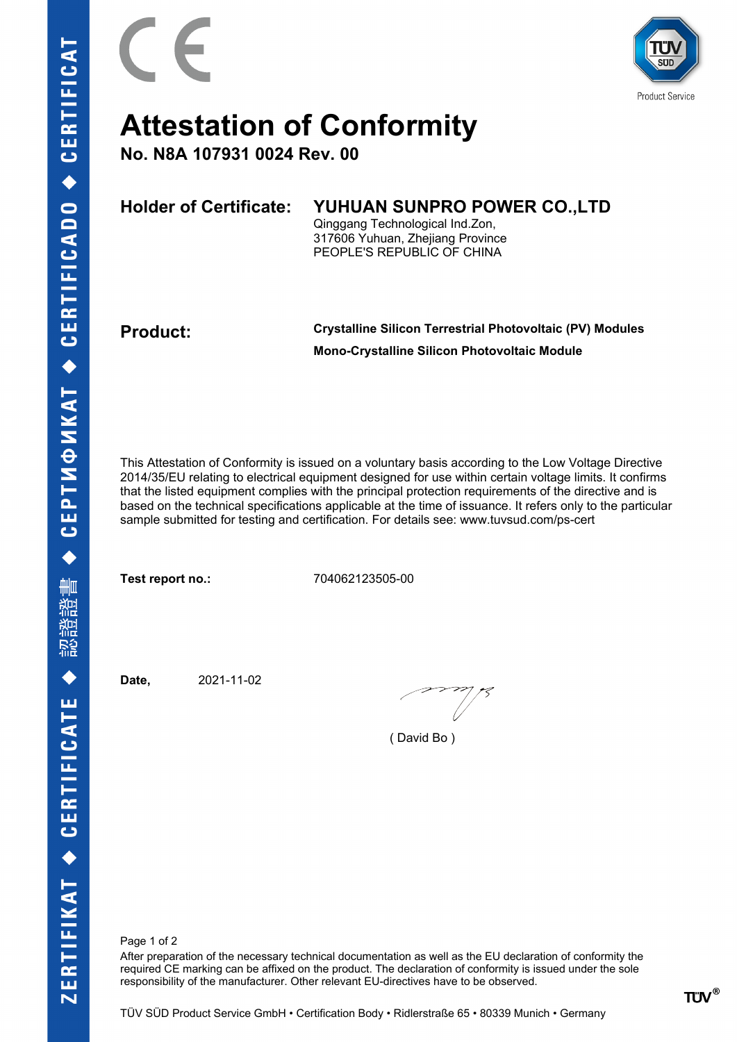# Attestation of Conformity

## No. N8A 107931 0024 Rev. 00

**Holder of Certificate:** **YUHUAN SUNPRO POWER CO.,LTD**
Qinggang Technological Ind.Zon,
317606 Yuhuan, Zhejiang Province
PEOPLE'S REPUBLIC OF CHINA

**Product:** **Crystalline Silicon Terrestrial Photovoltaic (PV) Modules**
**Mono-Crystalline Silicon Photovoltaic Module**

This Attestation of Conformity is issued on a voluntary basis according to the Low Voltage Directive 2014/35/EU relating to electrical equipment designed for use within certain voltage limits. It confirms that the listed equipment complies with the principal protection requirements of the directive and is based on the technical specifications applicable at the time of issuance. It refers only to the particular sample submitted for testing and certification. For details see: www.tuvsud.com/ps-cert

**Test report no.:** 704062123505-00

**Date,** 2021-11-02

( David Bo )

After preparation of the necessary technical documentation as well as the EU declaration of conformity the required CE marking can be affixed on the product. The declaration of conformity is issued under the sole responsibility of the manufacturer. Other relevant EU-directives have to be observed.

TÜV SÜD Product Service GmbH • Certification Body • Ridlerstraße 65 • 80339 Munich • Germany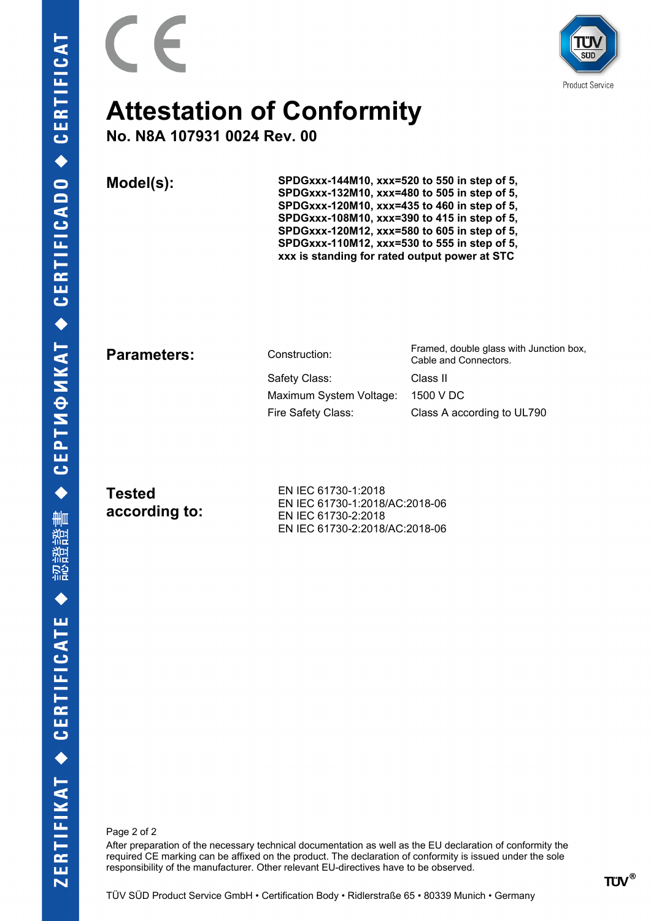# Attestation of Conformity

**No. N8A 107931 0024 Rev. 00**

**Model(s):**

**SPDGxxx-144M10, xxx=520 to 550 in step of 5,**
**SPDGxxx-132M10, xxx=480 to 505 in step of 5,**
**SPDGxxx-120M10, xxx=435 to 460 in step of 5,**
**SPDGxxx-108M10, xxx=390 to 415 in step of 5,**
**SPDGxxx-120M12, xxx=580 to 605 in step of 5,**
**SPDGxxx-110M12, xxx=530 to 555 in step of 5,**
**xxx is standing for rated output power at STC**

**Parameters:**

| | |
|---|---|
| Construction: | Framed, double glass with Junction box, Cable and Connectors. |
| Safety Class: | Class II |
| Maximum System Voltage: | 1500 V DC |
| Fire Safety Class: | Class A according to UL790 |

**Tested according to:**

EN IEC 61730-1:2018
EN IEC 61730-1:2018/AC:2018-06
EN IEC 61730-2:2018
EN IEC 61730-2:2018/AC:2018-06

After preparation of the necessary technical documentation as well as the EU declaration of conformity the required CE marking can be affixed on the product. The declaration of conformity is issued under the sole responsibility of the manufacturer. Other relevant EU-directives have to be observed.

TÜV SÜD Product Service GmbH • Certification Body • Ridlerstraße 65 • 80339 Munich • Germany